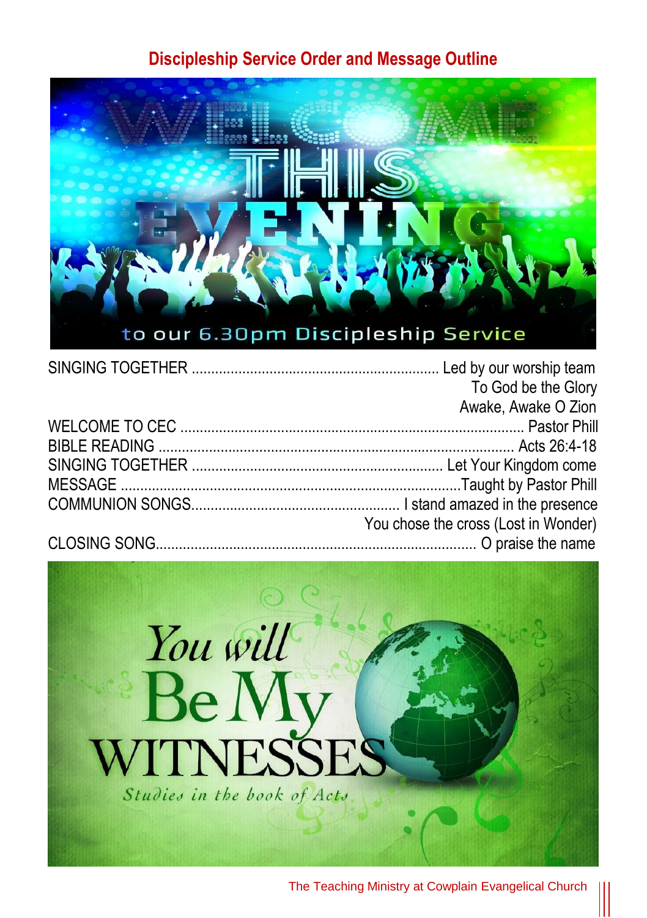## Discipleship Service Order and Message Outline

WELCOME THIS EVENING

to our 6.30pm Discipleship Service

| | |
|---|---|
| SINGING TOGETHER | Led by our worship team |
| | To God be the Glory |
| | Awake, Awake O Zion |
| WELCOME TO CEC | Pastor Phill |
| BIBLE READING | Acts 26:4-18 |
| SINGING TOGETHER | Let Your Kingdom come |
| MESSAGE | Taught by Pastor Phill |
| COMMUNION SONGS | I stand amazed in the presence |
| | You chose the cross (Lost in Wonder) |
| CLOSING SONG | O praise the name |

You will Be My WITNESSES

*Studies in the book of Acts*

The Teaching Ministry at Cowplain Evangelical Church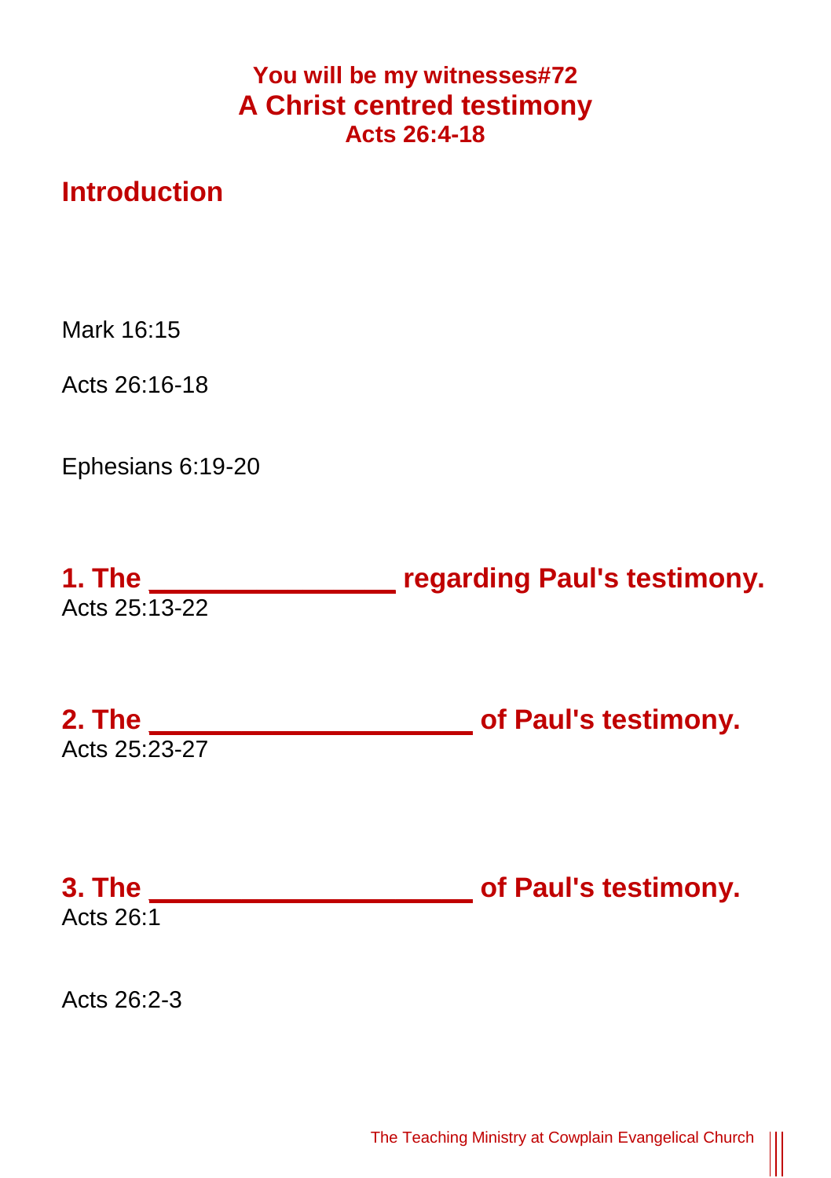**You will be my witnesses#72**

# A Christ centred testimony

**Acts 26:4-18**

## Introduction

Mark 16:15

Acts 26:16-18

Ephesians 6:19-20

## 1. The ________________ regarding Paul's testimony.

Acts 25:13-22

## 2. The _____________________ of Paul's testimony.

Acts 25:23-27

## 3. The _____________________ of Paul's testimony.

Acts 26:1

Acts 26:2-3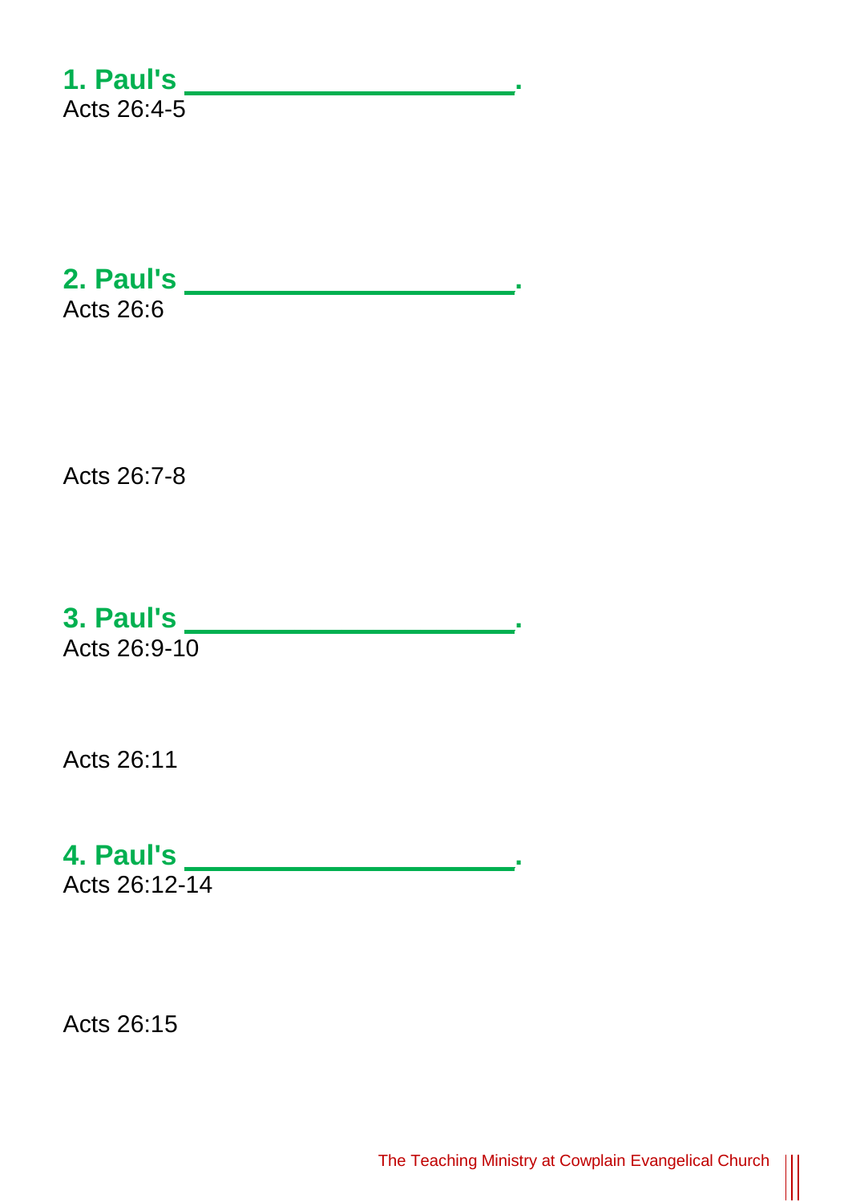## 1. Paul's ______________________.

Acts 26:4-5

## 2. Paul's ______________________.

Acts 26:6

Acts 26:7-8

## 3. Paul's ______________________.

Acts 26:9-10

Acts 26:11

## 4. Paul's ______________________.

Acts 26:12-14

Acts 26:15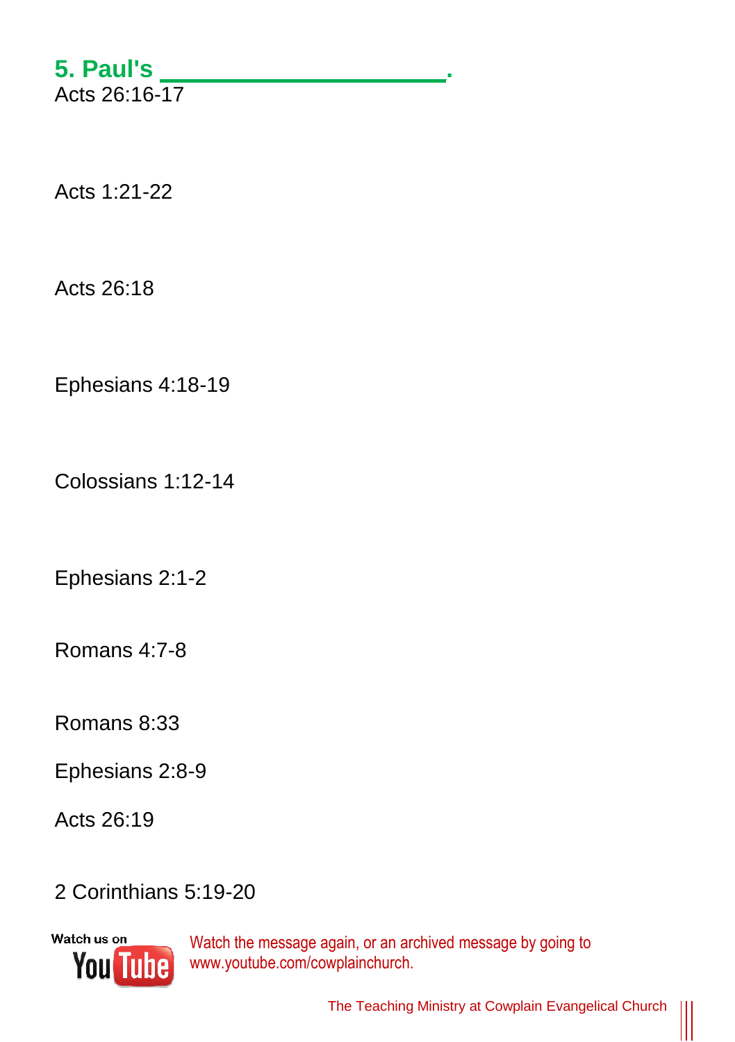## 5. Paul's ____________________.

Acts 26:16-17

Acts 1:21-22

Acts 26:18

Ephesians 4:18-19

Colossians 1:12-14

Ephesians 2:1-2

Romans 4:7-8

Romans 8:33

Ephesians 2:8-9

Acts 26:19

2 Corinthians 5:19-20

Watch us on YouTube

Watch the message again, or an archived message by going to www.youtube.com/cowplainchurch.

The Teaching Ministry at Cowplain Evangelical Church